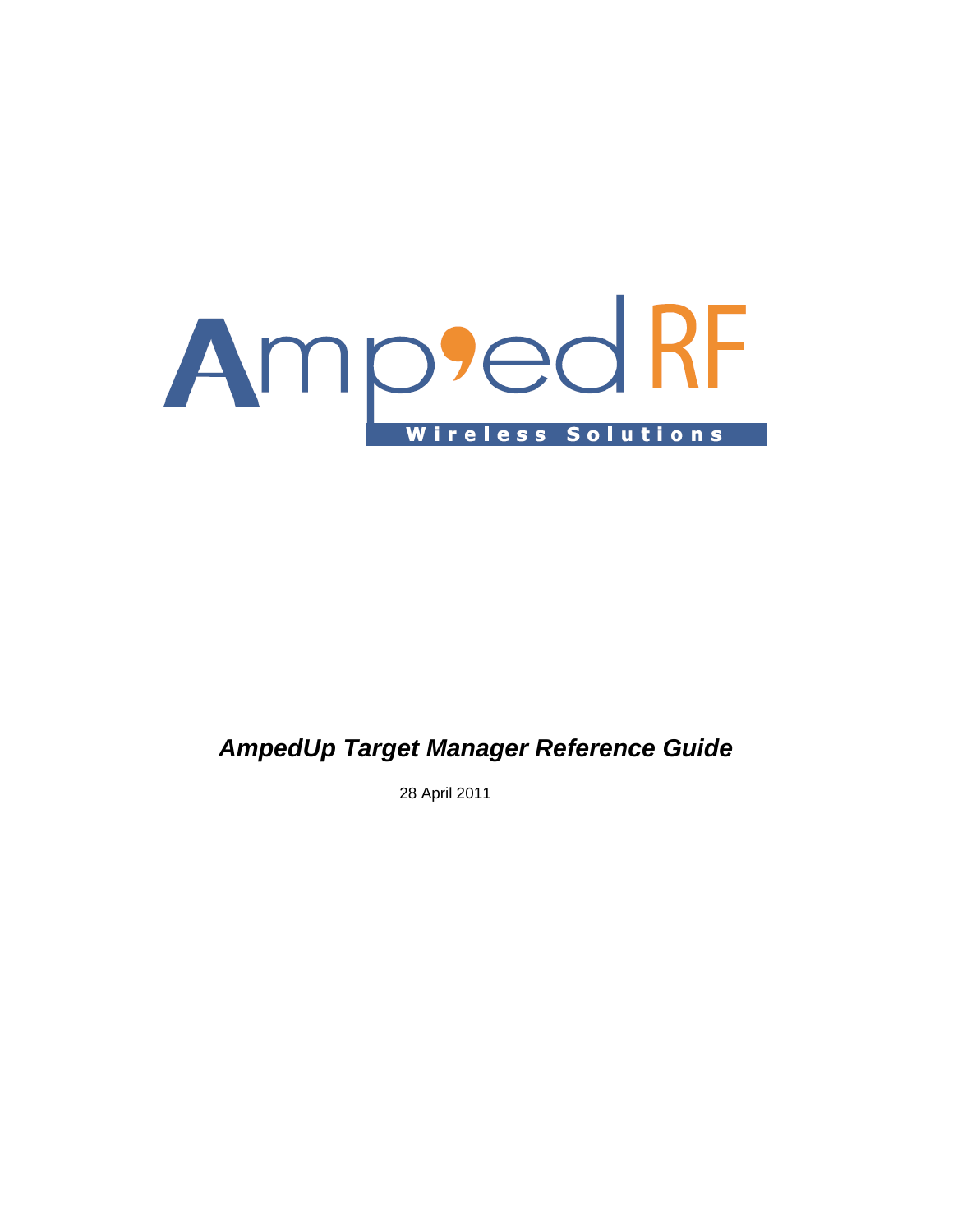Amp'ed RF

Wireless Solutions

# *AmpedUp Target Manager Reference Guide*

28 April 2011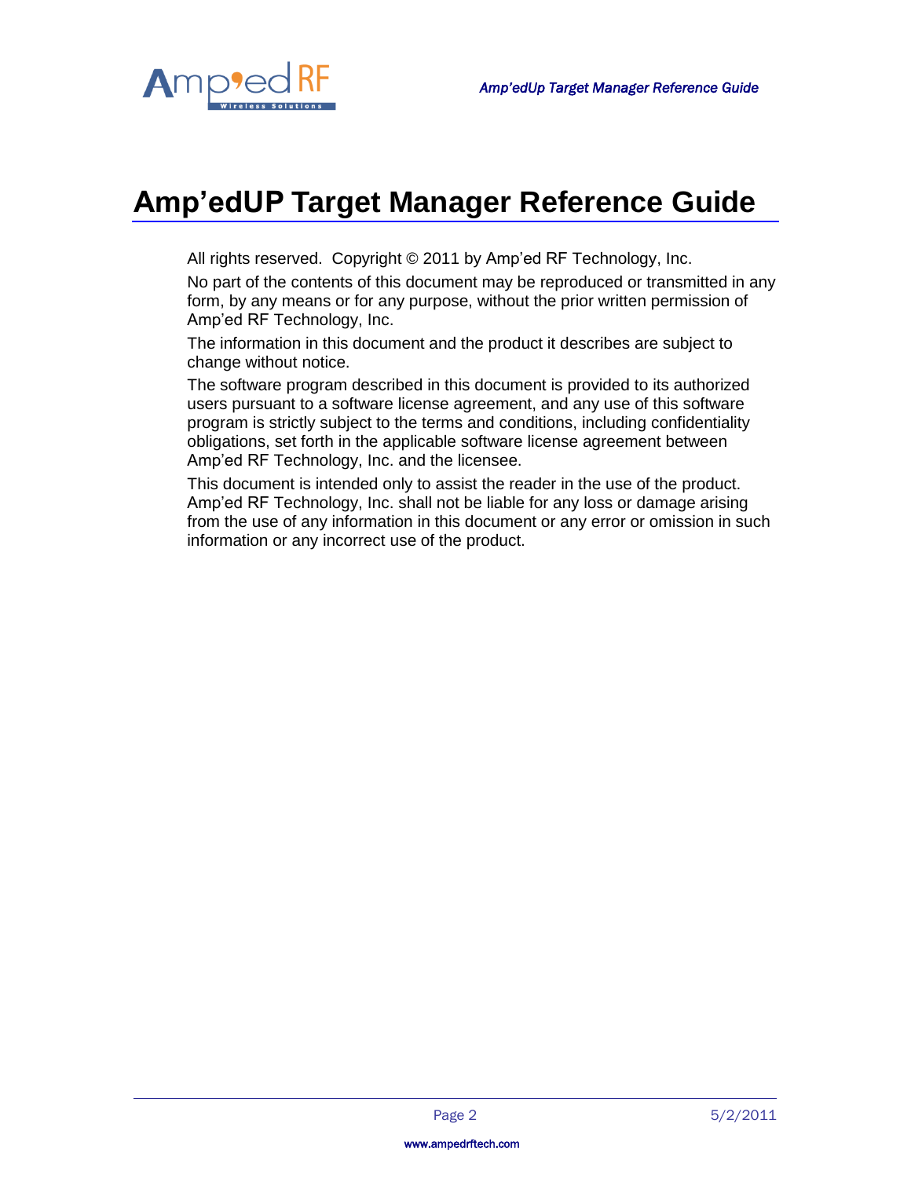# Amp'edUP Target Manager Reference Guide

All rights reserved. Copyright © 2011 by Amp'ed RF Technology, Inc.

No part of the contents of this document may be reproduced or transmitted in any form, by any means or for any purpose, without the prior written permission of Amp'ed RF Technology, Inc.

The information in this document and the product it describes are subject to change without notice.

The software program described in this document is provided to its authorized users pursuant to a software license agreement, and any use of this software program is strictly subject to the terms and conditions, including confidentiality obligations, set forth in the applicable software license agreement between Amp'ed RF Technology, Inc. and the licensee.

This document is intended only to assist the reader in the use of the product. Amp'ed RF Technology, Inc. shall not be liable for any loss or damage arising from the use of any information in this document or any error or omission in such information or any incorrect use of the product.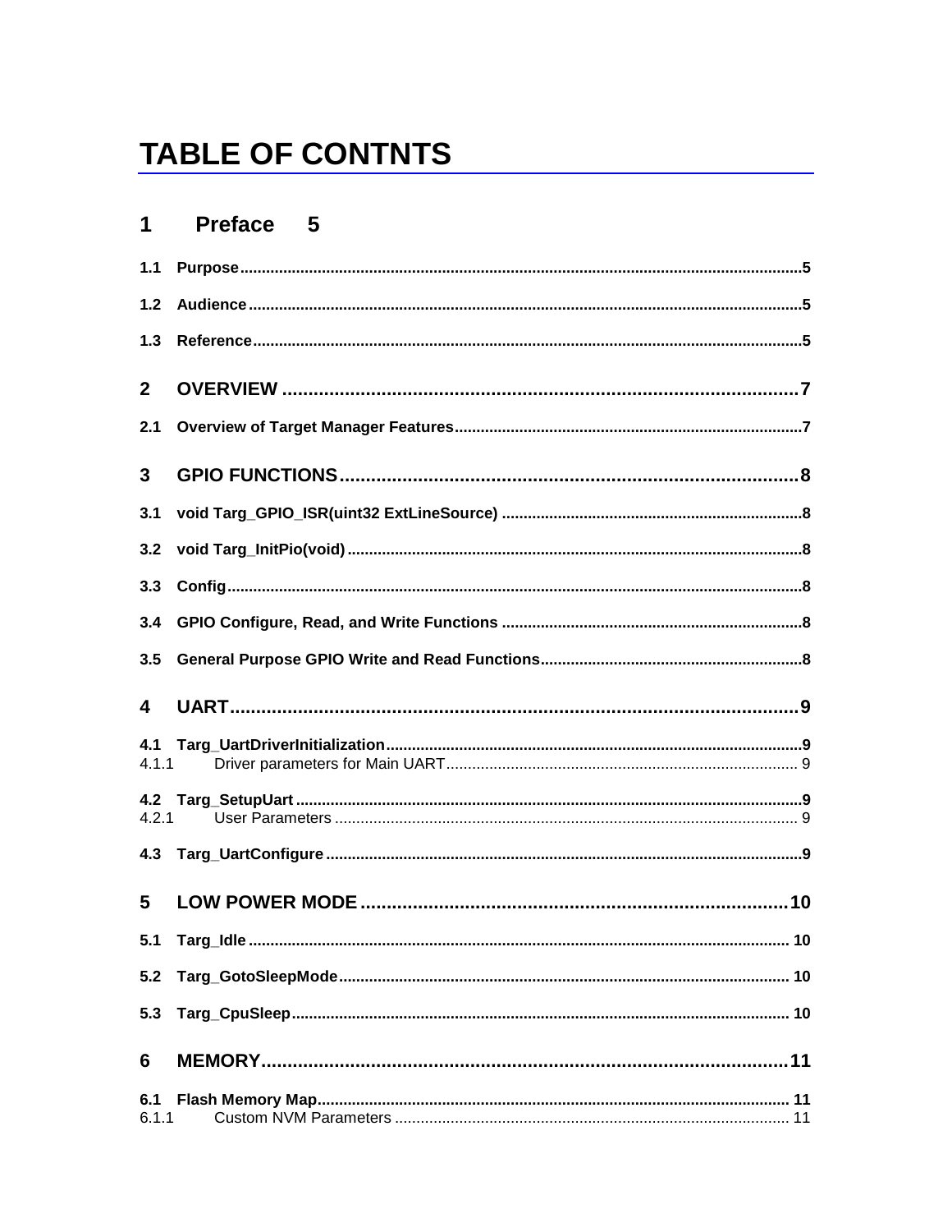# TABLE OF CONTNTS

1 Preface 5

1.1 Purpose ..... 5

1.2 Audience ..... 5

1.3 Reference ..... 5

2 OVERVIEW ..... 7

2.1 Overview of Target Manager Features ..... 7

3 GPIO FUNCTIONS ..... 8

3.1 void Targ_GPIO_ISR(uint32 ExtLineSource) ..... 8

3.2 void Targ_InitPio(void) ..... 8

3.3 Config ..... 8

3.4 GPIO Configure, Read, and Write Functions ..... 8

3.5 General Purpose GPIO Write and Read Functions ..... 8

4 UART ..... 9

4.1 Targ_UartDriverInitialization ..... 9

4.1.1 Driver parameters for Main UART ..... 9

4.2 Targ_SetupUart ..... 9

4.2.1 User Parameters ..... 9

4.3 Targ_UartConfigure ..... 9

5 LOW POWER MODE ..... 10

5.1 Targ_Idle ..... 10

5.2 Targ_GotoSleepMode ..... 10

5.3 Targ_CpuSleep ..... 10

6 MEMORY ..... 11

6.1 Flash Memory Map ..... 11

6.1.1 Custom NVM Parameters ..... 11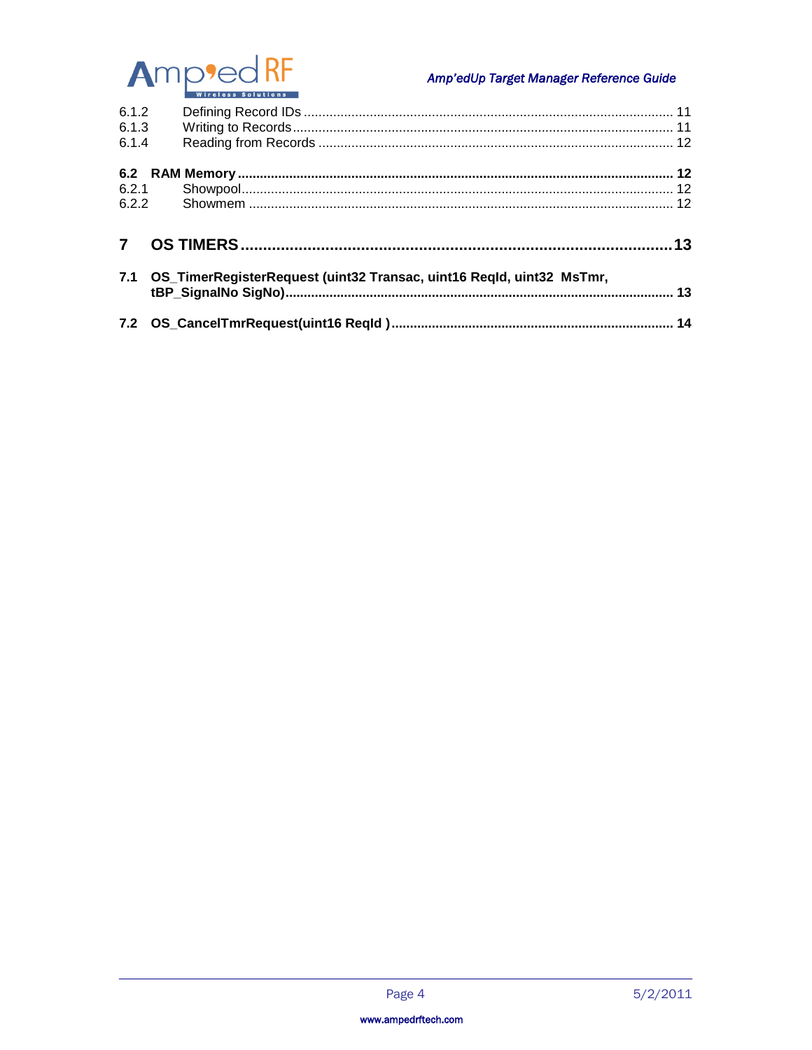6.1.2 Defining Record IDs ........................................................................................................ 11
6.1.3 Writing to Records ........................................................................................................ 11
6.1.4 Reading from Records .................................................................................................. 12

**6.2 RAM Memory ........................................................................................................................ 12**
6.2.1 Showpool ...................................................................................................................... 12
6.2.2 Showmem ..................................................................................................................... 12

**7 OS TIMERS ............................................................................................................................. 13**

**7.1 OS_TimerRegisterRequest (uint32 Transac, uint16 ReqId, uint32 MsTmr, tBP_SignalNo SigNo) ........................................................................................................ 13**

**7.2 OS_CancelTmrRequest(uint16 ReqId ) ................................................................................. 14**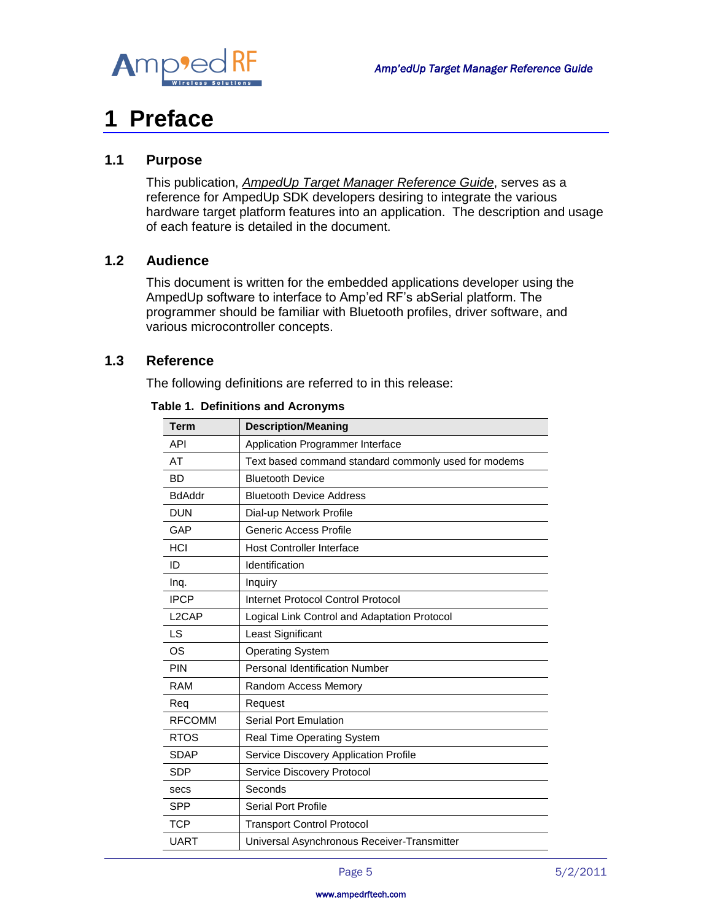# 1 Preface

## 1.1 Purpose

This publication, *AmpedUp Target Manager Reference Guide*, serves as a reference for AmpedUp SDK developers desiring to integrate the various hardware target platform features into an application. The description and usage of each feature is detailed in the document.

## 1.2 Audience

This document is written for the embedded applications developer using the AmpedUp software to interface to Amp'ed RF's abSerial platform. The programmer should be familiar with Bluetooth profiles, driver software, and various microcontroller concepts.

## 1.3 Reference

The following definitions are referred to in this release:

**Table 1. Definitions and Acronyms**

| Term | Description/Meaning |
|---|---|
| API | Application Programmer Interface |
| AT | Text based command standard commonly used for modems |
| BD | Bluetooth Device |
| BdAddr | Bluetooth Device Address |
| DUN | Dial-up Network Profile |
| GAP | Generic Access Profile |
| HCI | Host Controller Interface |
| ID | Identification |
| Inq. | Inquiry |
| IPCP | Internet Protocol Control Protocol |
| L2CAP | Logical Link Control and Adaptation Protocol |
| LS | Least Significant |
| OS | Operating System |
| PIN | Personal Identification Number |
| RAM | Random Access Memory |
| Req | Request |
| RFCOMM | Serial Port Emulation |
| RTOS | Real Time Operating System |
| SDAP | Service Discovery Application Profile |
| SDP | Service Discovery Protocol |
| secs | Seconds |
| SPP | Serial Port Profile |
| TCP | Transport Control Protocol |
| UART | Universal Asynchronous Receiver-Transmitter |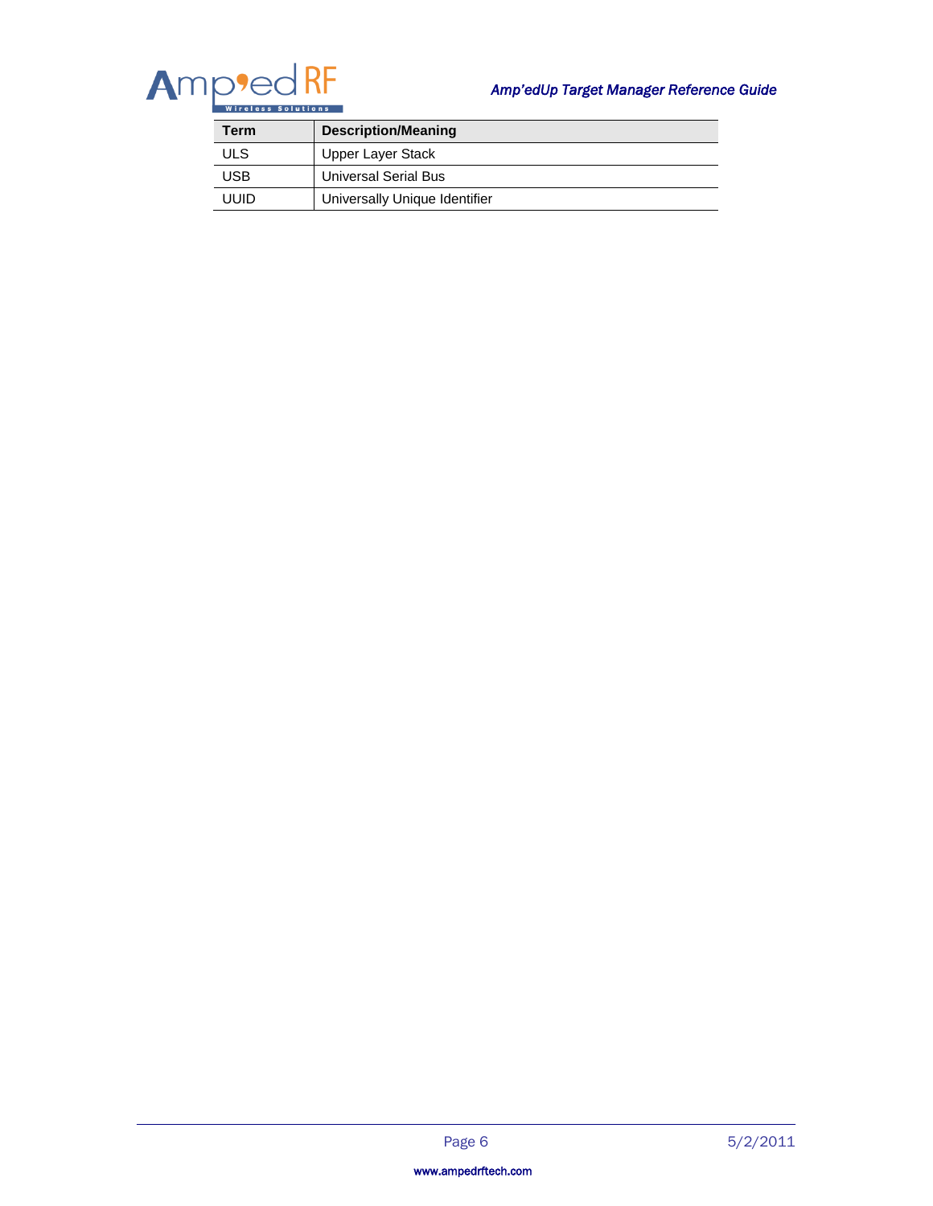| Term | Description/Meaning |
| --- | --- |
| ULS | Upper Layer Stack |
| USB | Universal Serial Bus |
| UUID | Universally Unique Identifier |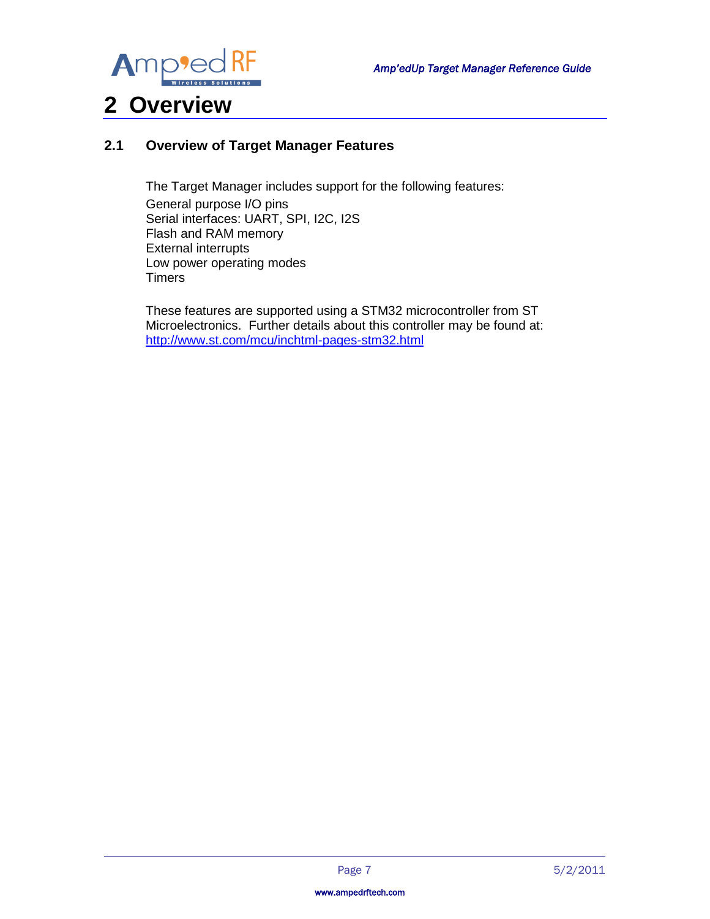# 2 Overview

## 2.1 Overview of Target Manager Features

The Target Manager includes support for the following features:

General purpose I/O pins
Serial interfaces: UART, SPI, I2C, I2S
Flash and RAM memory
External interrupts
Low power operating modes
Timers

These features are supported using a STM32 microcontroller from ST Microelectronics. Further details about this controller may be found at: [http://www.st.com/mcu/inchtml-pages-stm32.html](http://www.st.com/mcu/inchtml-pages-stm32.html)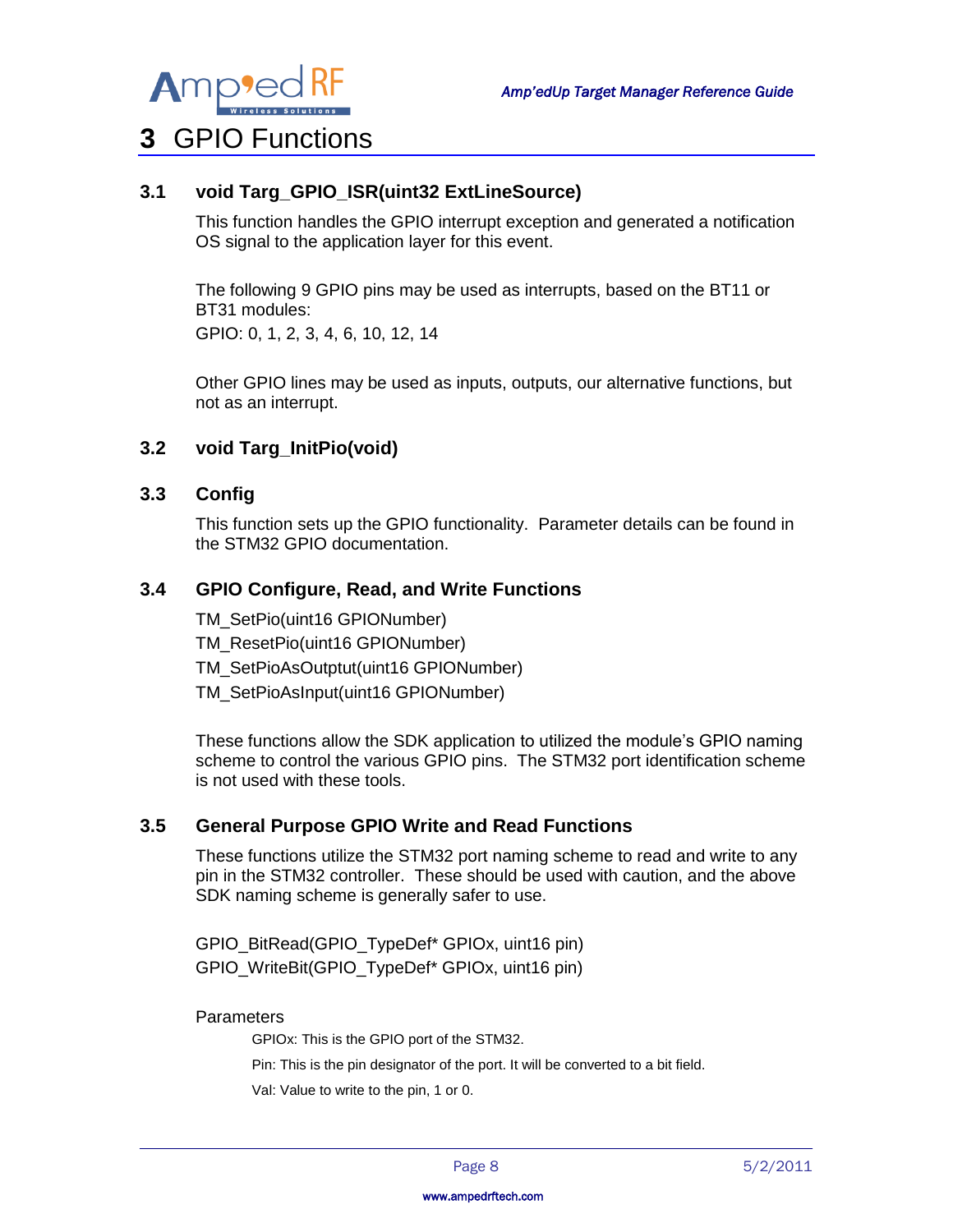# 3 GPIO Functions

## 3.1 void Targ_GPIO_ISR(uint32 ExtLineSource)

This function handles the GPIO interrupt exception and generated a notification OS signal to the application layer for this event.

The following 9 GPIO pins may be used as interrupts, based on the BT11 or BT31 modules:

GPIO: 0, 1, 2, 3, 4, 6, 10, 12, 14

Other GPIO lines may be used as inputs, outputs, our alternative functions, but not as an interrupt.

## 3.2 void Targ_InitPio(void)

## 3.3 Config

This function sets up the GPIO functionality. Parameter details can be found in the STM32 GPIO documentation.

## 3.4 GPIO Configure, Read, and Write Functions

TM_SetPio(uint16 GPIONumber)

TM_ResetPio(uint16 GPIONumber)

TM_SetPioAsOutptut(uint16 GPIONumber)

TM_SetPioAsInput(uint16 GPIONumber)

These functions allow the SDK application to utilized the module's GPIO naming scheme to control the various GPIO pins. The STM32 port identification scheme is not used with these tools.

## 3.5 General Purpose GPIO Write and Read Functions

These functions utilize the STM32 port naming scheme to read and write to any pin in the STM32 controller. These should be used with caution, and the above SDK naming scheme is generally safer to use.

GPIO_BitRead(GPIO_TypeDef* GPIOx, uint16 pin)

GPIO_WriteBit(GPIO_TypeDef* GPIOx, uint16 pin)

Parameters

GPIOx: This is the GPIO port of the STM32.

Pin: This is the pin designator of the port. It will be converted to a bit field.

Val: Value to write to the pin, 1 or 0.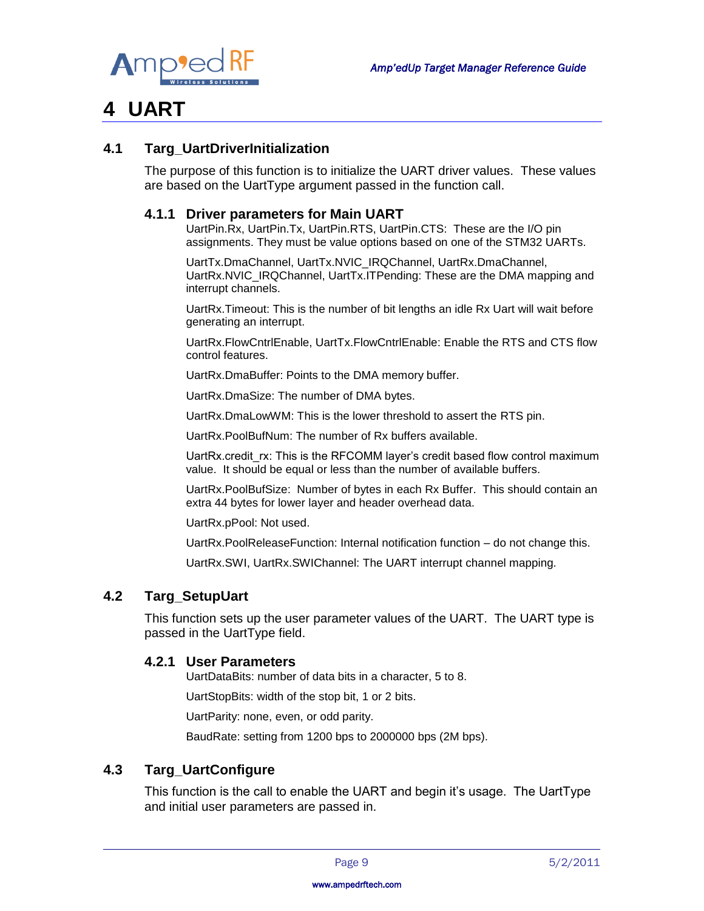# 4 UART

## 4.1 Targ_UartDriverInitialization

The purpose of this function is to initialize the UART driver values. These values are based on the UartType argument passed in the function call.

### 4.1.1 Driver parameters for Main UART

UartPin.Rx, UartPin.Tx, UartPin.RTS, UartPin.CTS: These are the I/O pin assignments. They must be value options based on one of the STM32 UARTs.

UartTx.DmaChannel, UartTx.NVIC_IRQChannel, UartRx.DmaChannel, UartRx.NVIC_IRQChannel, UartTx.ITPending: These are the DMA mapping and interrupt channels.

UartRx.Timeout: This is the number of bit lengths an idle Rx Uart will wait before generating an interrupt.

UartRx.FlowCntrlEnable, UartTx.FlowCntrlEnable: Enable the RTS and CTS flow control features.

UartRx.DmaBuffer: Points to the DMA memory buffer.

UartRx.DmaSize: The number of DMA bytes.

UartRx.DmaLowWM: This is the lower threshold to assert the RTS pin.

UartRx.PoolBufNum: The number of Rx buffers available.

UartRx.credit_rx: This is the RFCOMM layer's credit based flow control maximum value. It should be equal or less than the number of available buffers.

UartRx.PoolBufSize: Number of bytes in each Rx Buffer. This should contain an extra 44 bytes for lower layer and header overhead data.

UartRx.pPool: Not used.

UartRx.PoolReleaseFunction: Internal notification function – do not change this.

UartRx.SWI, UartRx.SWIChannel: The UART interrupt channel mapping.

## 4.2 Targ_SetupUart

This function sets up the user parameter values of the UART. The UART type is passed in the UartType field.

### 4.2.1 User Parameters

UartDataBits: number of data bits in a character, 5 to 8.

UartStopBits: width of the stop bit, 1 or 2 bits.

UartParity: none, even, or odd parity.

BaudRate: setting from 1200 bps to 2000000 bps (2M bps).

## 4.3 Targ_UartConfigure

This function is the call to enable the UART and begin it's usage. The UartType and initial user parameters are passed in.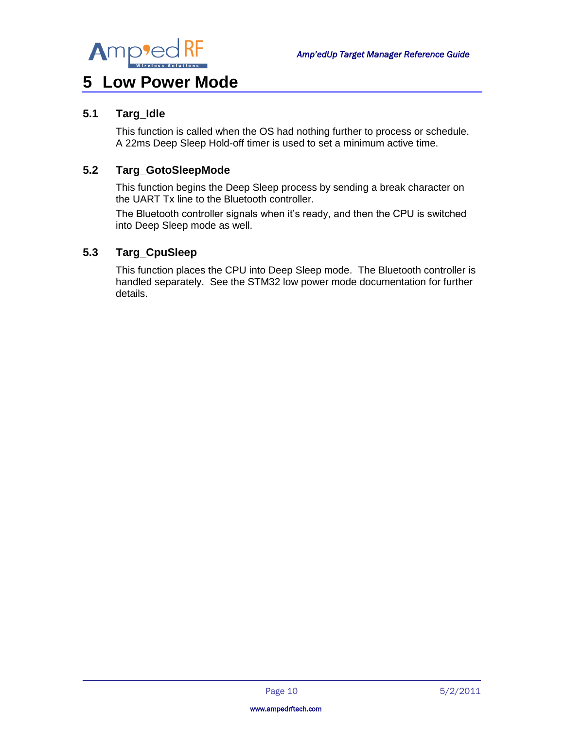# 5 Low Power Mode

## 5.1 Targ_Idle

This function is called when the OS had nothing further to process or schedule. A 22ms Deep Sleep Hold-off timer is used to set a minimum active time.

## 5.2 Targ_GotoSleepMode

This function begins the Deep Sleep process by sending a break character on the UART Tx line to the Bluetooth controller.

The Bluetooth controller signals when it's ready, and then the CPU is switched into Deep Sleep mode as well.

## 5.3 Targ_CpuSleep

This function places the CPU into Deep Sleep mode. The Bluetooth controller is handled separately. See the STM32 low power mode documentation for further details.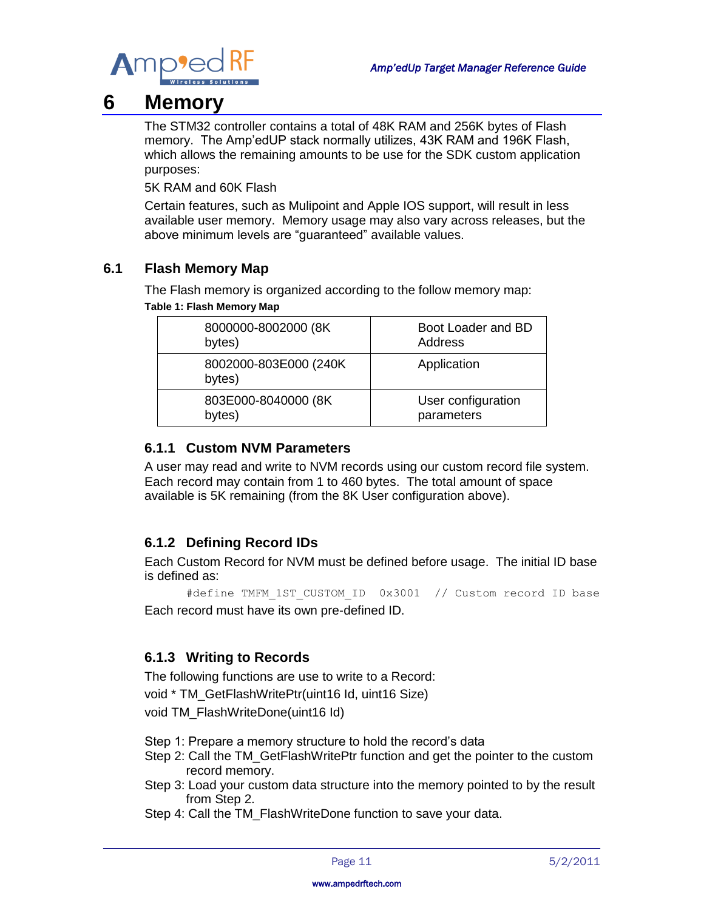# 6 Memory

The STM32 controller contains a total of 48K RAM and 256K bytes of Flash memory. The Amp'edUP stack normally utilizes, 43K RAM and 196K Flash, which allows the remaining amounts to be use for the SDK custom application purposes:

5K RAM and 60K Flash

Certain features, such as Mulipoint and Apple IOS support, will result in less available user memory. Memory usage may also vary across releases, but the above minimum levels are "guaranteed" available values.

## 6.1 Flash Memory Map

The Flash memory is organized according to the follow memory map:

**Table 1: Flash Memory Map**

| | |
|---|---|
| 8000000-8002000 (8K bytes) | Boot Loader and BD Address |
| 8002000-803E000 (240K bytes) | Application |
| 803E000-8040000 (8K bytes) | User configuration parameters |

### 6.1.1 Custom NVM Parameters

A user may read and write to NVM records using our custom record file system. Each record may contain from 1 to 460 bytes. The total amount of space available is 5K remaining (from the 8K User configuration above).

### 6.1.2 Defining Record IDs

Each Custom Record for NVM must be defined before usage. The initial ID base is defined as:

```
#define TMFM_1ST_CUSTOM_ID  0x3001  // Custom record ID base
```

Each record must have its own pre-defined ID.

### 6.1.3 Writing to Records

The following functions are use to write to a Record:

void * TM_GetFlashWritePtr(uint16 Id, uint16 Size)

void TM_FlashWriteDone(uint16 Id)

Step 1: Prepare a memory structure to hold the record's data

Step 2: Call the TM_GetFlashWritePtr function and get the pointer to the custom record memory.

Step 3: Load your custom data structure into the memory pointed to by the result from Step 2.

Step 4: Call the TM_FlashWriteDone function to save your data.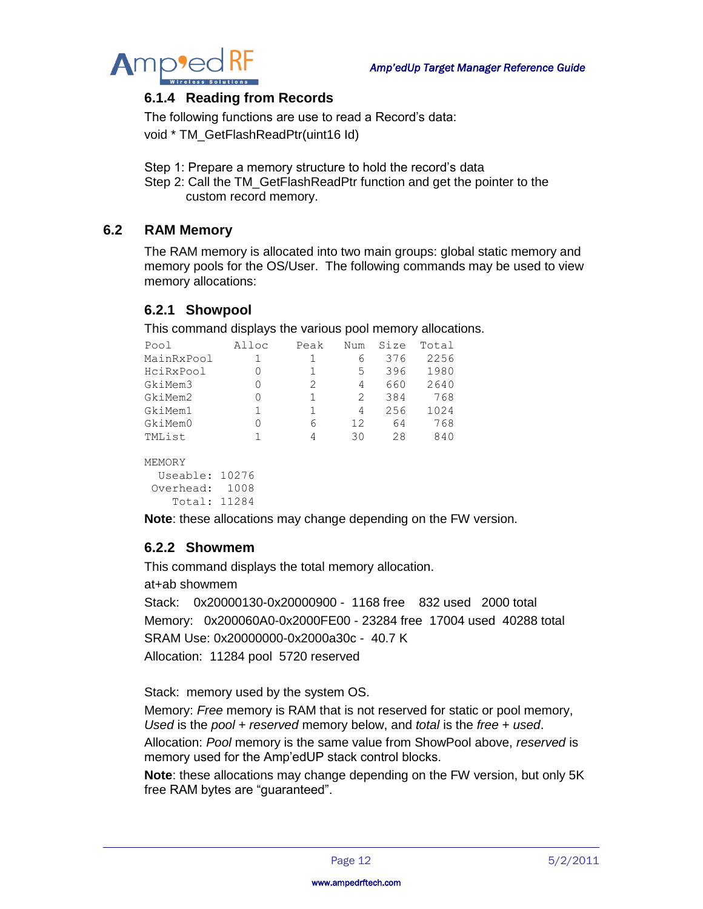### 6.1.4 Reading from Records

The following functions are use to read a Record's data:
void * TM_GetFlashReadPtr(uint16 Id)

Step 1: Prepare a memory structure to hold the record's data
Step 2: Call the TM_GetFlashReadPtr function and get the pointer to the custom record memory.

## 6.2 RAM Memory

The RAM memory is allocated into two main groups: global static memory and memory pools for the OS/User. The following commands may be used to view memory allocations:

### 6.2.1 Showpool

This command displays the various pool memory allocations.

```
Pool          Alloc    Peak   Num  Size  Total
MainRxPool        1       1     6   376   2256
HciRxPool         0       1     5   396   1980
GkiMem3           0       2     4   660   2640
GkiMem2           0       1     2   384    768
GkiMem1           1       1     4   256   1024
GkiMem0           0       6    12    64    768
TMList            1       4    30    28    840

MEMORY
  Useable: 10276
 Overhead:  1008
    Total: 11284
```

**Note**: these allocations may change depending on the FW version.

### 6.2.2 Showmem

This command displays the total memory allocation.

at+ab showmem

Stack: 0x20000130-0x20000900 - 1168 free 832 used 2000 total

Memory: 0x200060A0-0x2000FE00 - 23284 free 17004 used 40288 total

SRAM Use: 0x20000000-0x2000a30c - 40.7 K

Allocation: 11284 pool 5720 reserved

Stack: memory used by the system OS.

Memory: *Free* memory is RAM that is not reserved for static or pool memory, *Used* is the *pool + reserved* memory below, and *total* is the *free + used*.

Allocation: *Pool* memory is the same value from ShowPool above, *reserved* is memory used for the Amp'edUP stack control blocks.

**Note**: these allocations may change depending on the FW version, but only 5K free RAM bytes are "guaranteed".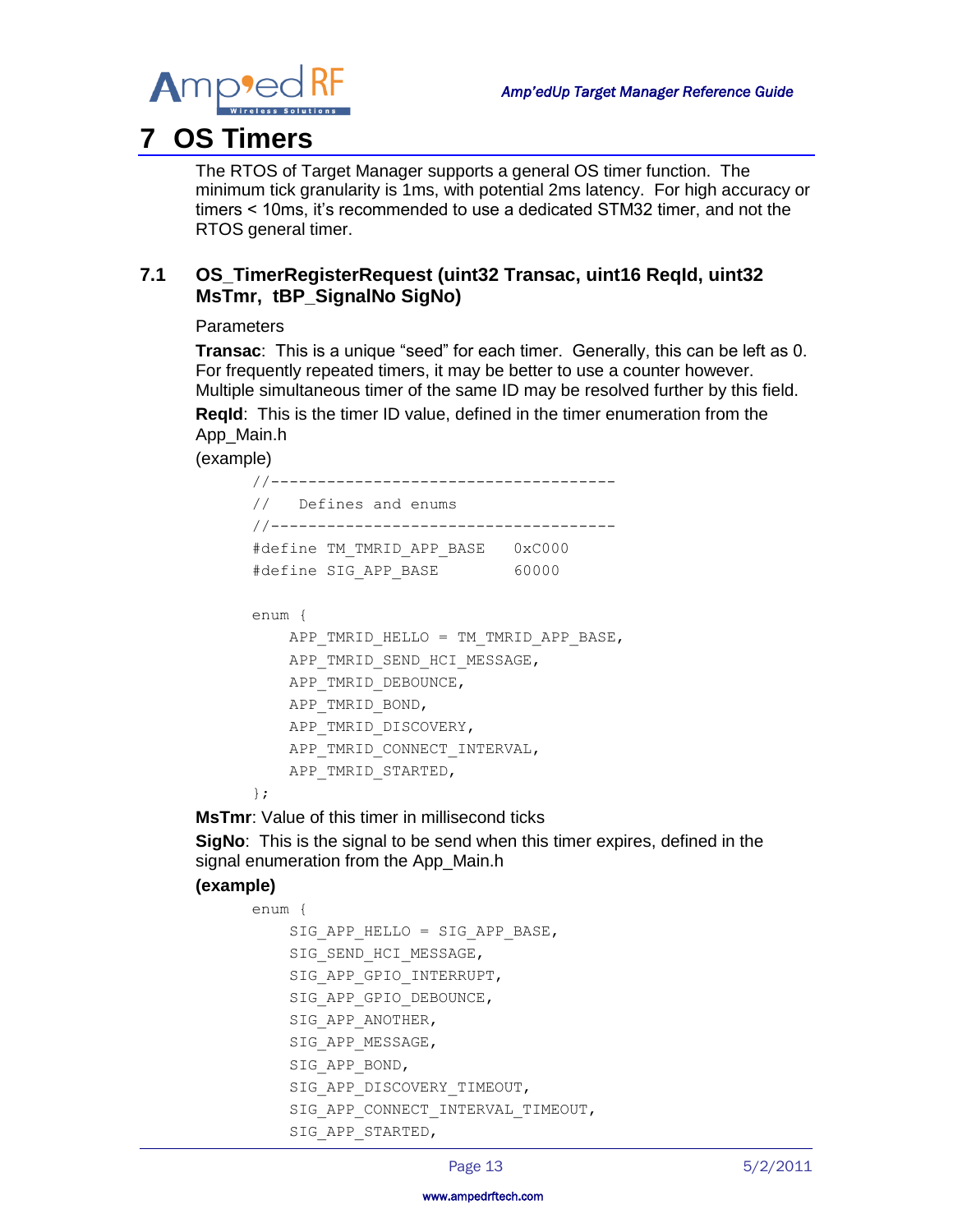# 7 OS Timers

The RTOS of Target Manager supports a general OS timer function. The minimum tick granularity is 1ms, with potential 2ms latency. For high accuracy or timers < 10ms, it's recommended to use a dedicated STM32 timer, and not the RTOS general timer.

## 7.1 OS_TimerRegisterRequest (uint32 Transac, uint16 ReqId, uint32 MsTmr, tBP_SignalNo SigNo)

Parameters

**Transac**: This is a unique "seed" for each timer. Generally, this can be left as 0. For frequently repeated timers, it may be better to use a counter however. Multiple simultaneous timer of the same ID may be resolved further by this field.

**ReqId**: This is the timer ID value, defined in the timer enumeration from the App_Main.h

(example)

```
//-------------------------------------
//   Defines and enums
//-------------------------------------
#define TM_TMRID_APP_BASE   0xC000
#define SIG_APP_BASE        60000

enum {
    APP_TMRID_HELLO = TM_TMRID_APP_BASE,
    APP_TMRID_SEND_HCI_MESSAGE,
    APP_TMRID_DEBOUNCE,
    APP_TMRID_BOND,
    APP_TMRID_DISCOVERY,
    APP_TMRID_CONNECT_INTERVAL,
    APP_TMRID_STARTED,
};
```

**MsTmr**: Value of this timer in millisecond ticks

**SigNo**: This is the signal to be send when this timer expires, defined in the signal enumeration from the App_Main.h

**(example)**

```
enum {
    SIG_APP_HELLO = SIG_APP_BASE,
    SIG_SEND_HCI_MESSAGE,
    SIG_APP_GPIO_INTERRUPT,
    SIG_APP_GPIO_DEBOUNCE,
    SIG_APP_ANOTHER,
    SIG_APP_MESSAGE,
    SIG_APP_BOND,
    SIG_APP_DISCOVERY_TIMEOUT,
    SIG_APP_CONNECT_INTERVAL_TIMEOUT,
    SIG_APP_STARTED,
```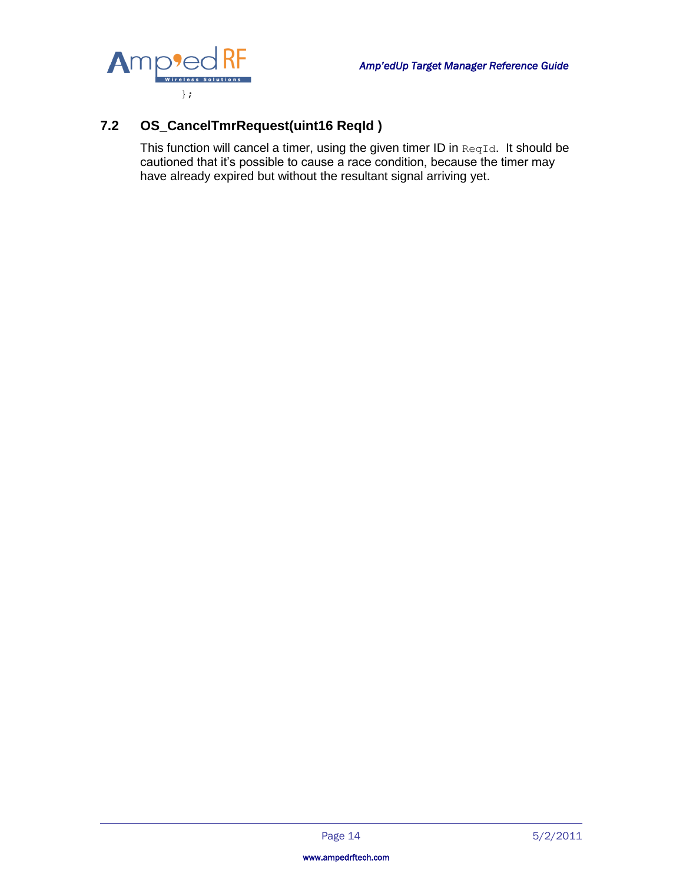```
};
```

## 7.2 OS_CancelTmrRequest(uint16 ReqId )

This function will cancel a timer, using the given timer ID in `ReqId`. It should be cautioned that it's possible to cause a race condition, because the timer may have already expired but without the resultant signal arriving yet.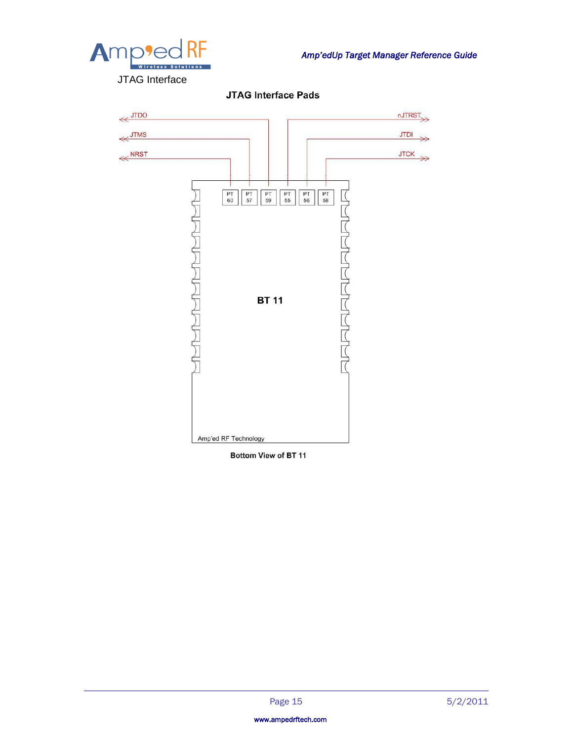JTAG Interface

**JTAG Interface Pads**

JTDO, JTMS, NRST, nJTRST, JTDI, JTCK

PT 60, PT 57, PT 59, PT 55, PT 56, PT 58

BT 11

Amp'ed RF Technology

**Bottom View of BT 11**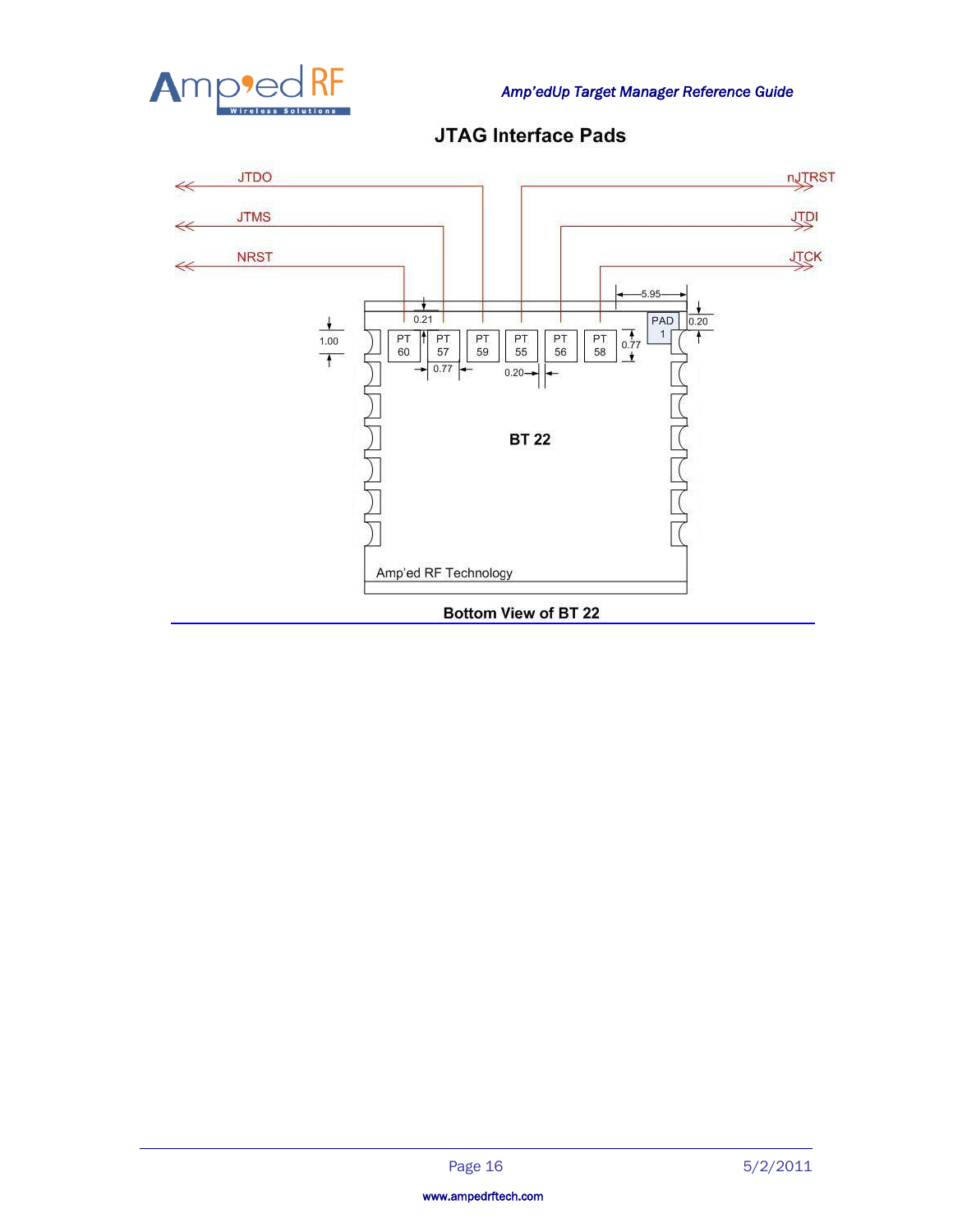## JTAG Interface Pads

JTDO

JTMS

NRST

nJTRST

JTDI

JTCK

5.95

0.21

0.20

1.00

PAD 1

PT 60

PT 57

PT 59

PT 55

PT 56

PT 58

0.77

0.77

0.20

BT 22

Amp'ed RF Technology

**Bottom View of BT 22**